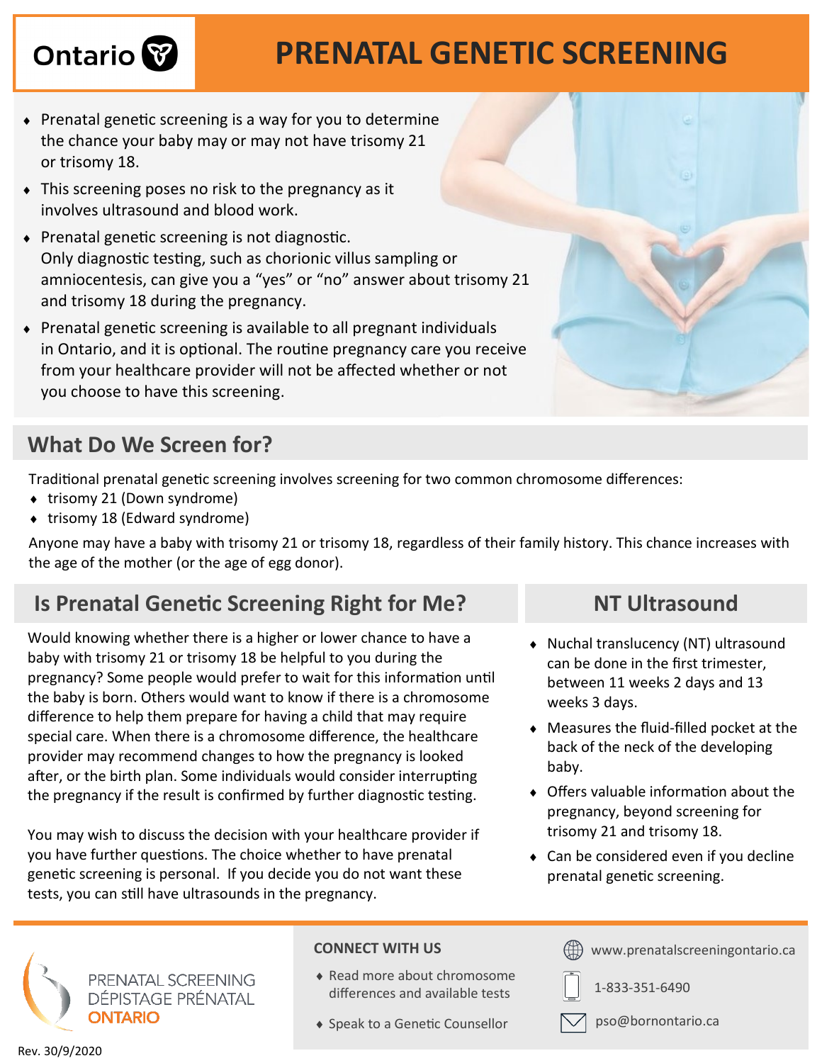Ontario

# PRENATAL GENETIC SCREENING

- Prenatal genetic screening is a way for you to determine the chance your baby may or may not have trisomy 21 or trisomy 18.
- This screening poses no risk to the pregnancy as it involves ultrasound and blood work.
- Prenatal genetic screening is not diagnostic. Only diagnostic testing, such as chorionic villus sampling or amniocentesis, can give you a "yes" or "no" answer about trisomy 21 and trisomy 18 during the pregnancy.
- Prenatal genetic screening is available to all pregnant individuals in Ontario, and it is optional. The routine pregnancy care you receive from your healthcare provider will not be affected whether or not you choose to have this screening.

## What Do We Screen for?

Traditional prenatal genetic screening involves screening for two common chromosome differences:

- trisomy 21 (Down syndrome)
- trisomy 18 (Edward syndrome)

Anyone may have a baby with trisomy 21 or trisomy 18, regardless of their family history. This chance increases with the age of the mother (or the age of egg donor).

## Is Prenatal Genetic Screening Right for Me?

Would knowing whether there is a higher or lower chance to have a baby with trisomy 21 or trisomy 18 be helpful to you during the pregnancy? Some people would prefer to wait for this information until the baby is born. Others would want to know if there is a chromosome difference to help them prepare for having a child that may require special care. When there is a chromosome difference, the healthcare provider may recommend changes to how the pregnancy is looked after, or the birth plan. Some individuals would consider interrupting the pregnancy if the result is confirmed by further diagnostic testing.

You may wish to discuss the decision with your healthcare provider if you have further questions. The choice whether to have prenatal genetic screening is personal. If you decide you do not want these tests, you can still have ultrasounds in the pregnancy.

## NT Ultrasound

- Nuchal translucency (NT) ultrasound can be done in the first trimester, between 11 weeks 2 days and 13 weeks 3 days.
- Measures the fluid-filled pocket at the back of the neck of the developing baby.
- Offers valuable information about the pregnancy, beyond screening for trisomy 21 and trisomy 18.
- Can be considered even if you decline prenatal genetic screening.

PRENATAL SCREENING
DÉPISTAGE PRÉNATAL
ONTARIO

**CONNECT WITH US**

- Read more about chromosome differences and available tests
- Speak to a Genetic Counsellor

www.prenatalscreeningontario.ca

1-833-351-6490

pso@bornontario.ca

Rev. 30/9/2020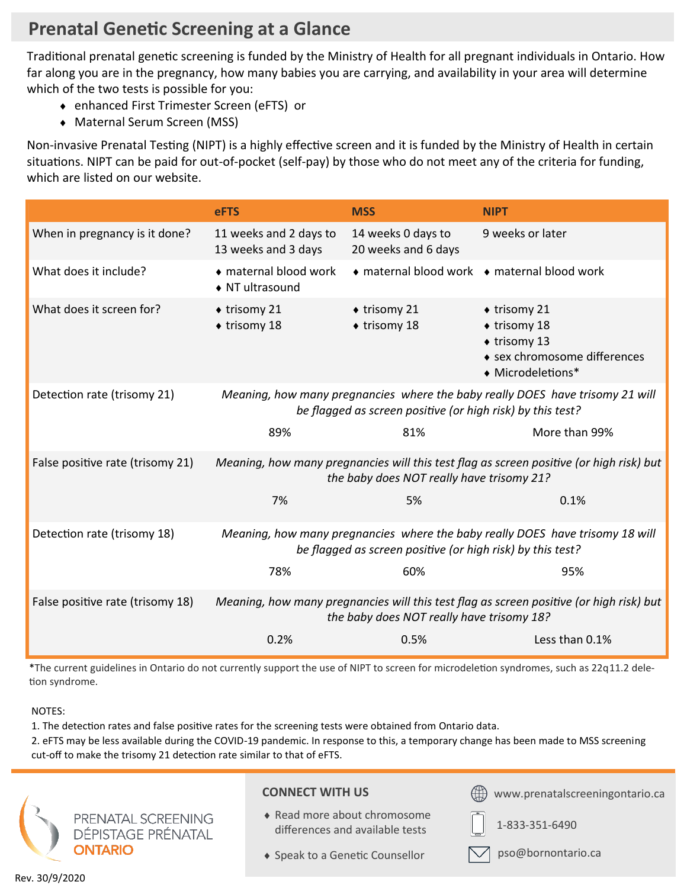# Prenatal Genetic Screening at a Glance

Traditional prenatal genetic screening is funded by the Ministry of Health for all pregnant individuals in Ontario. How far along you are in the pregnancy, how many babies you are carrying, and availability in your area will determine which of the two tests is possible for you:

- enhanced First Trimester Screen (eFTS) or
- Maternal Serum Screen (MSS)

Non-invasive Prenatal Testing (NIPT) is a highly effective screen and it is funded by the Ministry of Health in certain situations. NIPT can be paid for out-of-pocket (self-pay) by those who do not meet any of the criteria for funding, which are listed on our website.

| | eFTS | MSS | NIPT |
|---|---|---|---|
| When in pregnancy is it done? | 11 weeks and 2 days to 13 weeks and 3 days | 14 weeks 0 days to 20 weeks and 6 days | 9 weeks or later |
| What does it include? | ♦ maternal blood work<br>♦ NT ultrasound | ♦ maternal blood work | ♦ maternal blood work |
| What does it screen for? | ♦ trisomy 21<br>♦ trisomy 18 | ♦ trisomy 21<br>♦ trisomy 18 | ♦ trisomy 21<br>♦ trisomy 18<br>♦ trisomy 13<br>♦ sex chromosome differences<br>♦ Microdeletions* |
| Detection rate (trisomy 21)<br>*Meaning, how many pregnancies where the baby really DOES have trisomy 21 will be flagged as screen positive (or high risk) by this test?* | 89% | 81% | More than 99% |
| False positive rate (trisomy 21)<br>*Meaning, how many pregnancies will this test flag as screen positive (or high risk) but the baby does NOT really have trisomy 21?* | 7% | 5% | 0.1% |
| Detection rate (trisomy 18)<br>*Meaning, how many pregnancies where the baby really DOES have trisomy 18 will be flagged as screen positive (or high risk) by this test?* | 78% | 60% | 95% |
| False positive rate (trisomy 18)<br>*Meaning, how many pregnancies will this test flag as screen positive (or high risk) but the baby does NOT really have trisomy 18?* | 0.2% | 0.5% | Less than 0.1% |

*The current guidelines in Ontario do not currently support the use of NIPT to screen for microdeletion syndromes, such as 22q11.2 deletion syndrome.

NOTES:

1. The detection rates and false positive rates for the screening tests were obtained from Ontario data.
2. eFTS may be less available during the COVID-19 pandemic. In response to this, a temporary change has been made to MSS screening cut-off to make the trisomy 21 detection rate similar to that of eFTS.

PRENATAL SCREENING
DÉPISTAGE PRÉNATAL
**ONTARIO**

**CONNECT WITH US**

- Read more about chromosome differences and available tests
- Speak to a Genetic Counsellor

www.prenatalscreeningontario.ca

1-833-351-6490

pso@bornontario.ca

Rev. 30/9/2020